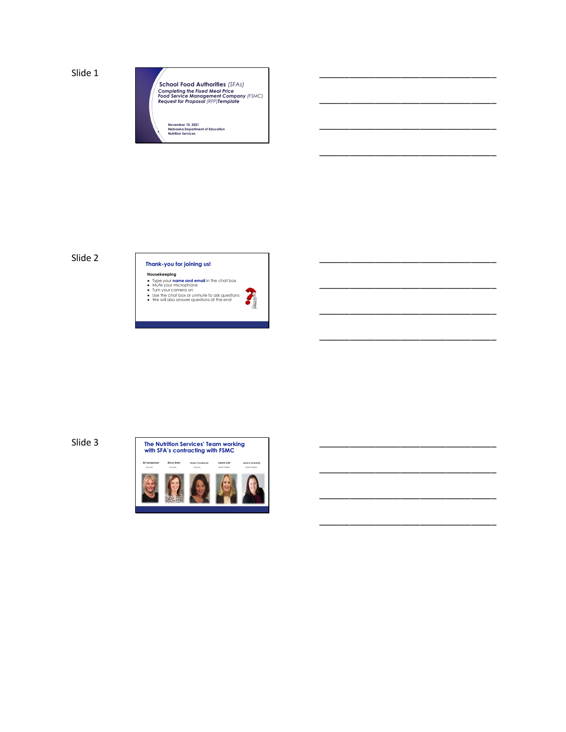Slide 1

**School Food Authorities** *(SFAs)*

***Completing the Fixed Meal Price Food Service Management Company** (FSMC) **Request for Proposal** (RFP) **Template***

**November 10, 2021**
**Nebraska Department of Education**
**Nutrition Services**

Slide 2

## Thank-you for joining us!

**Housekeeping**

- Type your **name and email** in the chat box
- Mute your microphone
- Turn your camera on
- Use the chat box or unmute to ask questions
- We will also answer questions at the end

Slide 3

## The Nutrition Services' Team working with SFA's contracting with FSMC

| Ali Lampman | Erica Arter | Shawn Vondracek | Laura Lutz | Jessica Formanski |
|---|---|---|---|---|
| Lincoln | Lincoln | Lincoln | North Platte | North Platte |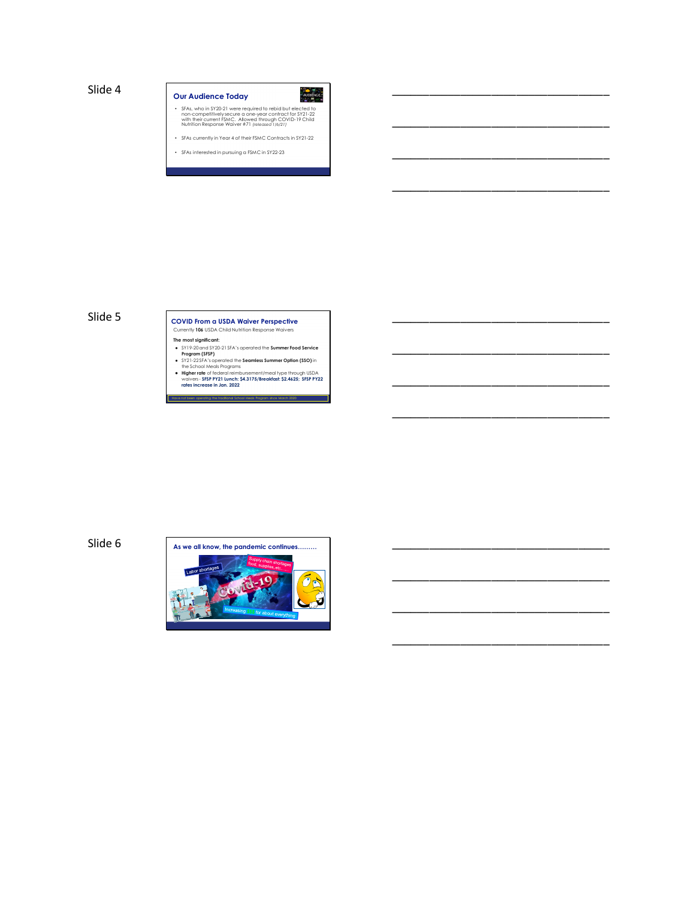Slide 4

## Our Audience Today

- SFAs, who in SY20-21 were required to rebid but elected to non-competitively secure a one-year contract for SY21-22 with their current FSMC. Allowed through COVID-19 Child Nutrition Response Waiver #71 *(released 1/6/21)*
- SFAs currently in Year 4 of their FSMC Contracts in SY21-22
- SFAs interested in pursuing a FSMC in SY22-23

Slide 5

## COVID From a USDA Waiver Perspective

Currently **106** USDA Child Nutrition Response Waivers

**The most significant:**

- SY19-20 and SY20-21 SFA's operated the **Summer Food Service Program (SFSP)**
- SY21-22 SFA's operated the **Seamless Summer Option (SSO)** in the School Meals Programs
- **Higher rate** of federal reimbursement/meal type through USDA waivers - **SFSP PY21 Lunch: $4.3175/Breakfast: $2.4625; SFSP PY22 rates increase in Jan. 2022**

Have not been operating the traditional School Meals Program since March 2020

Slide 6

## As we all know, the pandemic continues………

Labor shortages

Supply chain shortages food, supplies, etc.

Covid-19

Increasing $$$ for about everything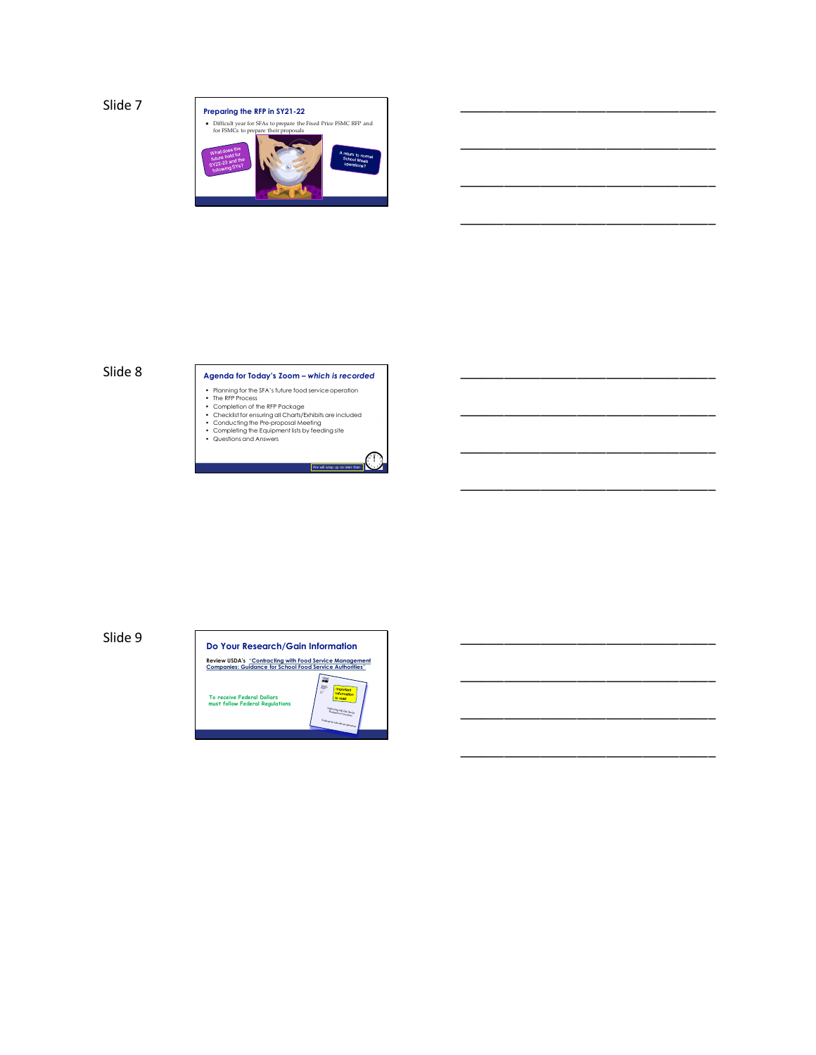Slide 7

## Preparing the RFP in SY21-22

- Difficult year for SFAs to prepare the Fixed Price FSMC RFP and for FSMCs to prepare their proposals

What does the future hold for SY22-23 and the following SYs?

A return to normal School Meals operations?

Slide 8

## Agenda for Today's Zoom – *which is recorded*

- Planning for the SFA's future food service operation
- The RFP Process
- Completion of the RFP Package
- Checklist for ensuring all Charts/Exhibits are included
- Conducting the Pre-proposal Meeting
- Completing the Equipment lists by feeding site
- Questions and Answers

We will wrap up no later than

Slide 9

## Do Your Research/Gain Information

Review USDA's "Contracting with Food Service Management Companies: Guidance for School Food Service Authorities"

To receive Federal Dollars must follow Federal Regulations

Important information in read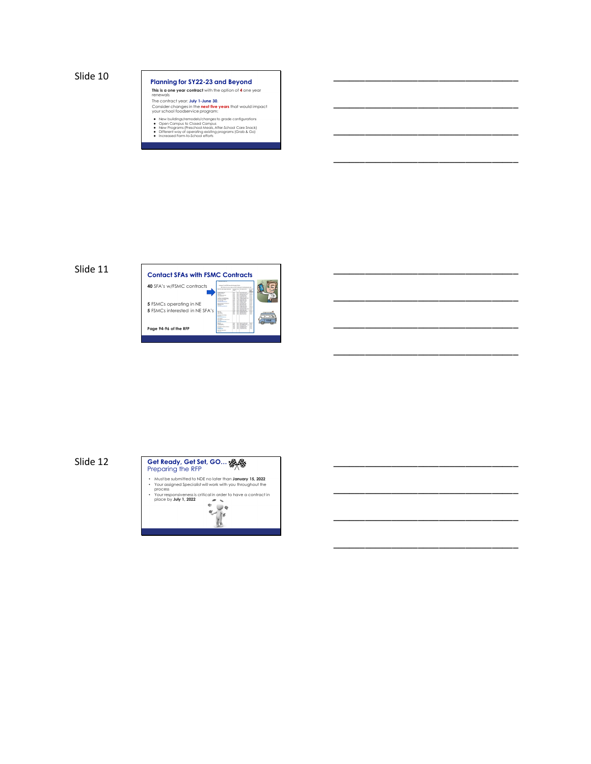Slide 10

## Planning for SY22-23 and Beyond

**This is a one year contract** with the option of **4** one year renewals

The contract year: **July 1-June 30**.

Consider changes in the **next five years** that would impact your school foodservice program:

- New buildings/remodels/changes to grade configurations
- Open Campus to Closed Campus
- New Programs (Preschool Meals, After-School Care Snack)
- Different way of operating existing programs (Grab & Go)
- Increased Farm-to-School efforts

Slide 11

## Contact SFAs with FSMC Contracts

**40** SFA's w/FSMC contracts

**5** FSMCs operating in NE

**5** FSMCs interested in NE SFA's

**Page 94-96 of the RFP**

Slide 12

## Get Ready, Get Set, GO… Preparing the RFP

- Must be submitted to NDE no later than **January 15, 2022**
- Your assigned Specialist will work with you throughout the process
- Your responsiveness is critical in order to have a contract in place by **July 1, 2022**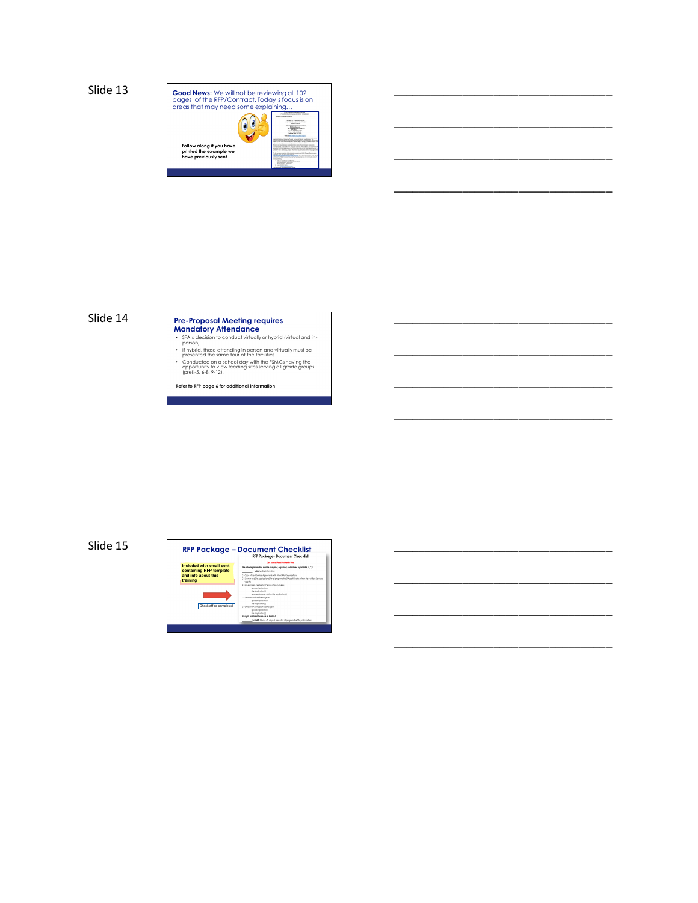Slide 13

**Good News:** We will not be reviewing all 102 pages of the RFP/Contract. Today's focus is on areas that may need some explaining…

Follow along if you have printed the example we have previously sent

________________________________

________________________________

________________________________

________________________________

Slide 14

## Pre-Proposal Meeting requires Mandatory Attendance

- SFA's decision to conduct virtually or hybrid (virtual and in-person)
- If hybrid, those attending in person and virtually must be presented the same tour of the facilities
- Conducted on a school day with the FSMCs having the opportunity to view feeding sites serving all grade groups (preK-5, 6-8, 9-12).

Refer to RFP page 6 for additional information

________________________________

________________________________

________________________________

________________________________

Slide 15

## RFP Package – Document Checklist

Included with email sent containing RFP template and info about this training

Check off as completed

________________________________

________________________________

________________________________

________________________________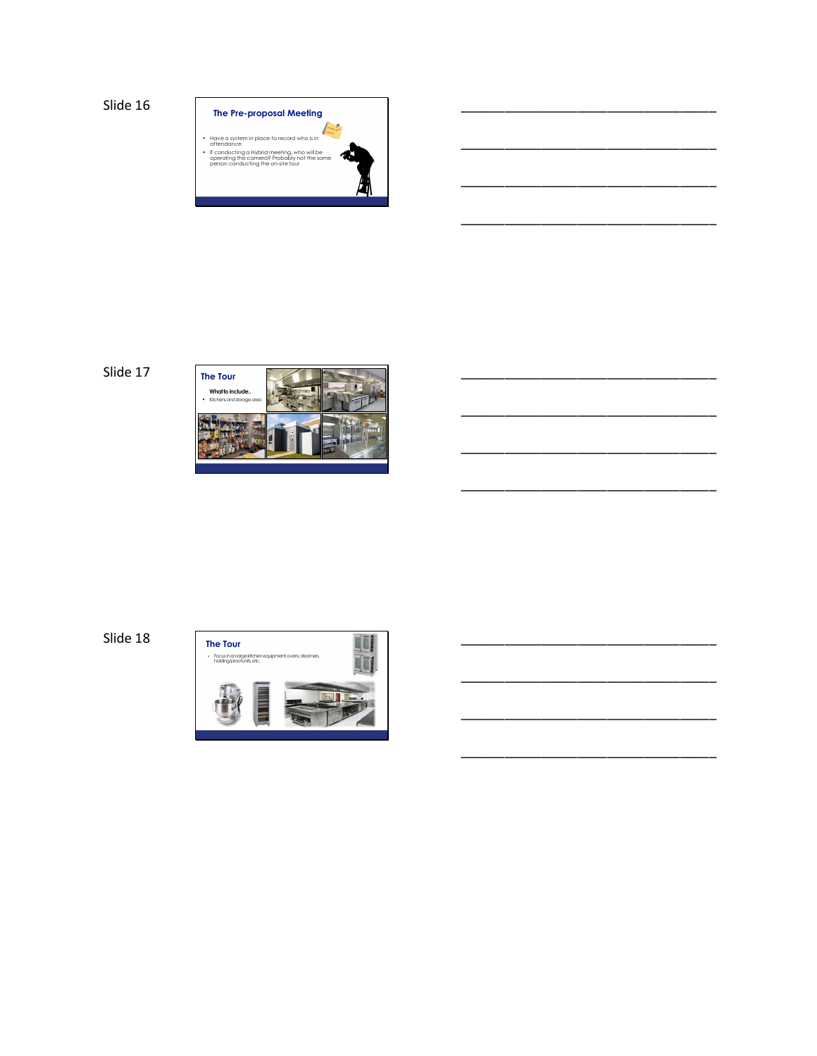Slide 16

## The Pre-proposal Meeting

- Have a system in place to record who is in attendance
- If conducting a Hybrid meeting, who will be operating the camera? Probably not the same person conducting the on-site tour

______________________________

______________________________

______________________________

______________________________

Slide 17

## The Tour

What to include..

- Kitchens and storage area

______________________________

______________________________

______________________________

______________________________

Slide 18

## The Tour

- Focus in on large kitchen equipment: ovens, steamers, holding/proof units, etc.

______________________________

______________________________

______________________________

______________________________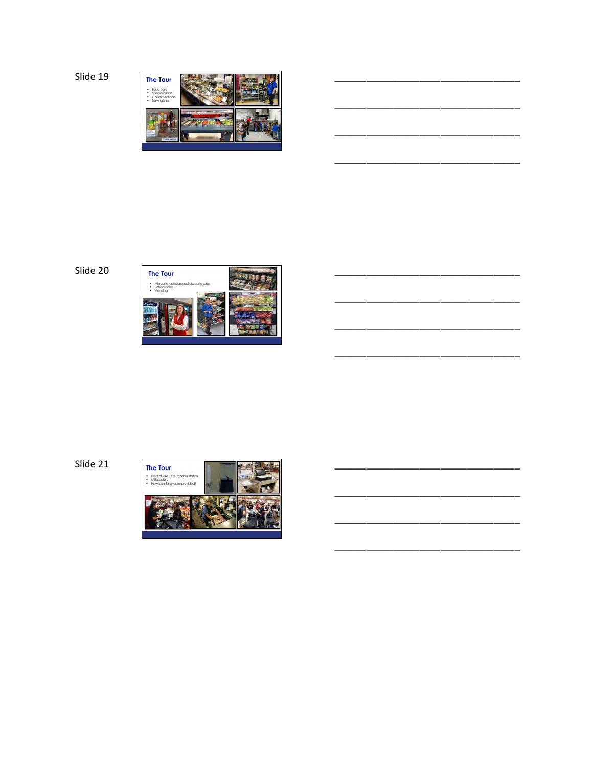Slide 19

**The Tour**

- Food bars
- Specialty bars
- Condiment bars
- Serving lines

______________________________

______________________________

______________________________

______________________________

Slide 20

**The Tour**

- A la carte racks/areas of a la carte sales
- School stores
- Vending

______________________________

______________________________

______________________________

______________________________

Slide 21

**The Tour**

- Point of sale (POS)/cashier station
- Milk coolers
- How is drinking water provided?

______________________________

______________________________

______________________________

______________________________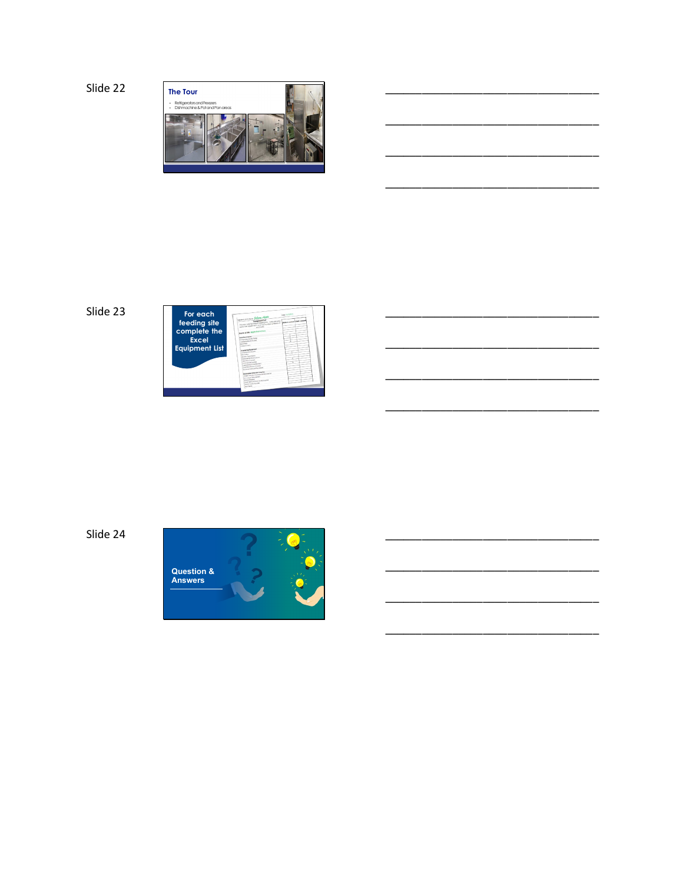Slide 22

The Tour

- Refrigerators and Freezers
- Dishmachine & Pot and Pan areas

___________________________________

___________________________________

___________________________________

___________________________________

Slide 23

For each feeding site complete the Excel Equipment List

___________________________________

___________________________________

___________________________________

___________________________________

Slide 24

Question & Answers

___________________________________

___________________________________

___________________________________

___________________________________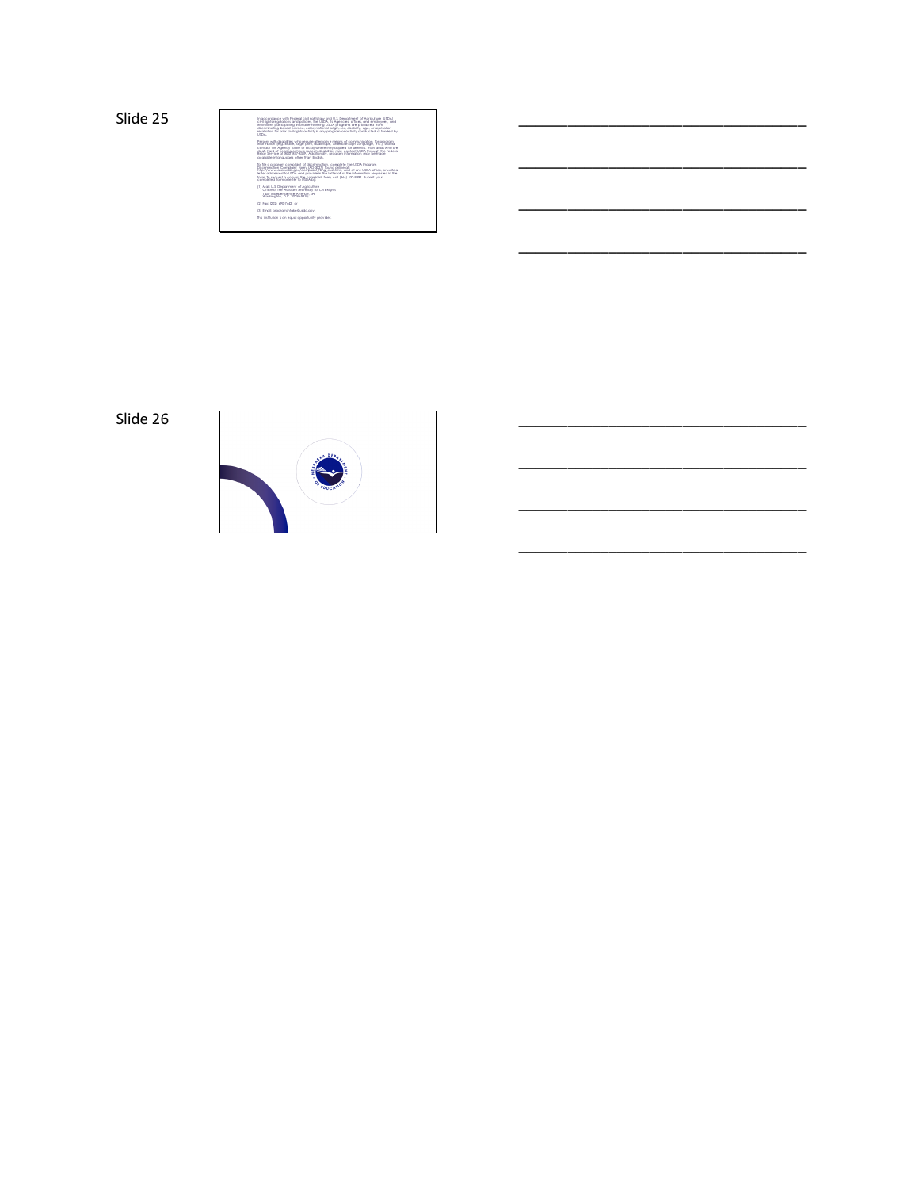Slide 25

In accordance with Federal civil rights law and U.S. Department of Agriculture (USDA) civil rights regulations and policies, the USDA, its Agencies, offices, and employees, and institutions participating in or administering USDA programs are prohibited from discriminating based on race, color, national origin, sex, disability, age, or reprisal or retaliation for prior civil rights activity in any program or activity conducted or funded by USDA.

Persons with disabilities who require alternative means of communication for program information (e.g. Braille, large print, audiotape, American Sign Language, etc.), should contact the Agency (State or local) where they applied for benefits. Individuals who are deaf, hard of hearing or have speech disabilities may contact USDA through the Federal Relay Service at (800) 877-8339. Additionally, program information may be made available in languages other than English.

To file a program complaint of discrimination, complete the USDA Program Discrimination Complaint Form, (AD-3027) found online at: http://www.ascr.usda.gov/complaint_filing_cust.html, and at any USDA office, or write a letter addressed to USDA and provide in the letter all of the information requested in the form. To request a copy of the complaint form, call (866) 632-9992. Submit your completed form or letter to USDA by:

(1) Mail: U.S. Department of Agriculture
Office of the Assistant Secretary for Civil Rights
1400 Independence Avenue, SW
Washington, D.C. 20250-9410;

(2) Fax: (202) 690-7442; or

(3) Email: program.intake@usda.gov.

This institution is an equal opportunity provider.

Slide 26

NEBRASKA DEPARTMENT OF EDUCATION